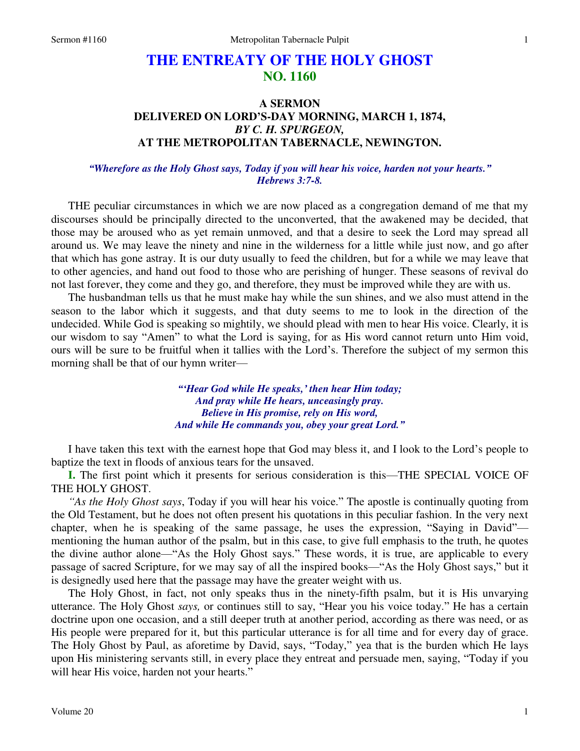# THE ENTREATY OF THE HOLY GHOST
## NO. 1160

### A SERMON
### DELIVERED ON LORD'S-DAY MORNING, MARCH 1, 1874,
### *BY C. H. SPURGEON,*
### AT THE METROPOLITAN TABERNACLE, NEWINGTON.

***"Wherefore as the Holy Ghost says, Today if you will hear his voice, harden not your hearts." Hebrews 3:7-8.***

THE peculiar circumstances in which we are now placed as a congregation demand of me that my discourses should be principally directed to the unconverted, that the awakened may be decided, that those may be aroused who as yet remain unmoved, and that a desire to seek the Lord may spread all around us. We may leave the ninety and nine in the wilderness for a little while just now, and go after that which has gone astray. It is our duty usually to feed the children, but for a while we may leave that to other agencies, and hand out food to those who are perishing of hunger. These seasons of revival do not last forever, they come and they go, and therefore, they must be improved while they are with us.

The husbandman tells us that he must make hay while the sun shines, and we also must attend in the season to the labor which it suggests, and that duty seems to me to look in the direction of the undecided. While God is speaking so mightily, we should plead with men to hear His voice. Clearly, it is our wisdom to say "Amen" to what the Lord is saying, for as His word cannot return unto Him void, ours will be sure to be fruitful when it tallies with the Lord's. Therefore the subject of my sermon this morning shall be that of our hymn writer—

> ***"'Hear God while He speaks,' then hear Him today;***
> ***And pray while He hears, unceasingly pray.***
> ***Believe in His promise, rely on His word,***
> ***And while He commands you, obey your great Lord."***

I have taken this text with the earnest hope that God may bless it, and I look to the Lord's people to baptize the text in floods of anxious tears for the unsaved.

**I.** The first point which it presents for serious consideration is this—THE SPECIAL VOICE OF THE HOLY GHOST.

*"As the Holy Ghost says*, Today if you will hear his voice." The apostle is continually quoting from the Old Testament, but he does not often present his quotations in this peculiar fashion. In the very next chapter, when he is speaking of the same passage, he uses the expression, "Saying in David"—mentioning the human author of the psalm, but in this case, to give full emphasis to the truth, he quotes the divine author alone—"As the Holy Ghost says." These words, it is true, are applicable to every passage of sacred Scripture, for we may say of all the inspired books—"As the Holy Ghost says," but it is designedly used here that the passage may have the greater weight with us.

The Holy Ghost, in fact, not only speaks thus in the ninety-fifth psalm, but it is His unvarying utterance. The Holy Ghost *says,* or continues still to say, "Hear you his voice today." He has a certain doctrine upon one occasion, and a still deeper truth at another period, according as there was need, or as His people were prepared for it, but this particular utterance is for all time and for every day of grace. The Holy Ghost by Paul, as aforetime by David, says, "Today," yea that is the burden which He lays upon His ministering servants still, in every place they entreat and persuade men, saying, "Today if you will hear His voice, harden not your hearts."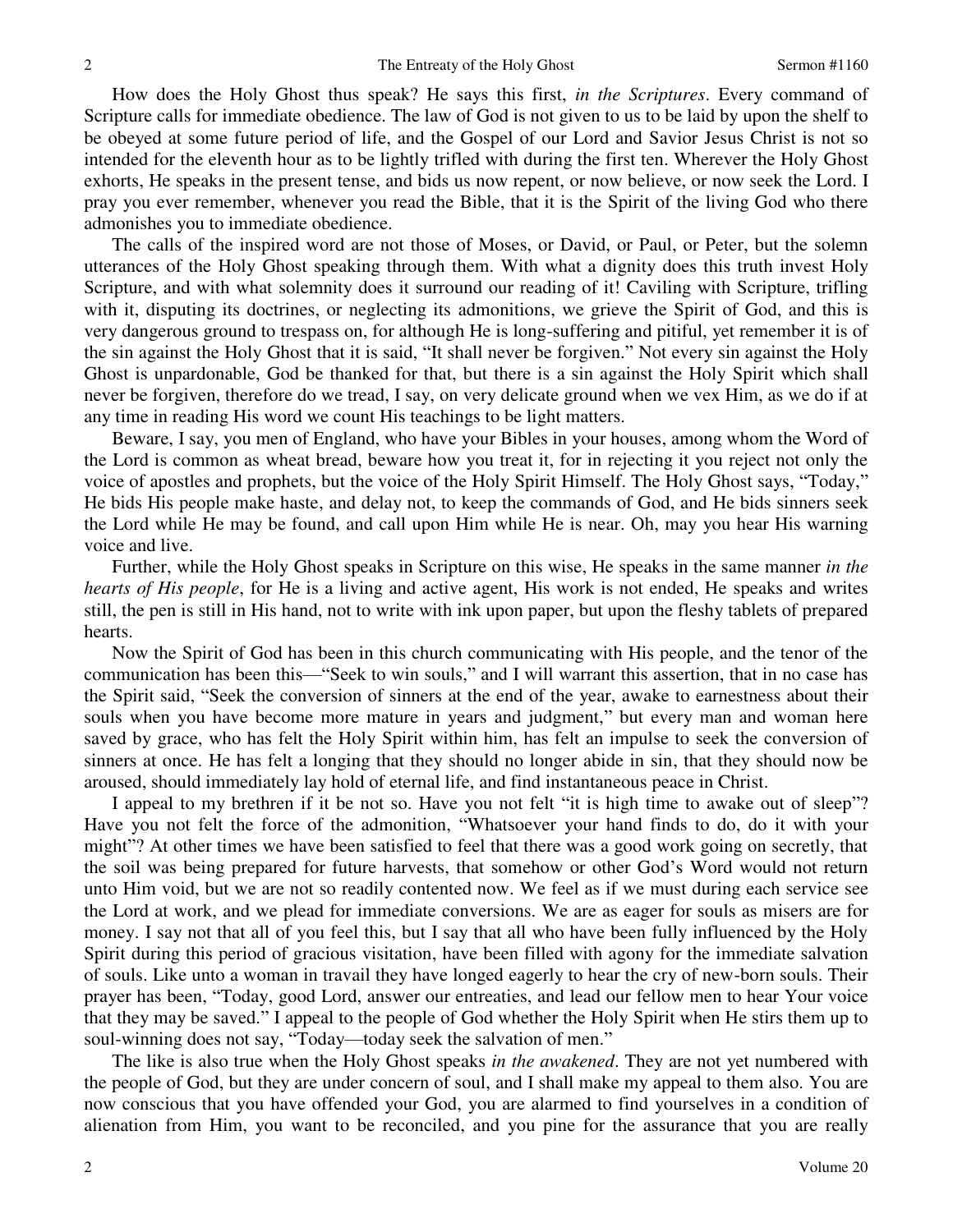How does the Holy Ghost thus speak? He says this first, *in the Scriptures*. Every command of Scripture calls for immediate obedience. The law of God is not given to us to be laid by upon the shelf to be obeyed at some future period of life, and the Gospel of our Lord and Savior Jesus Christ is not so intended for the eleventh hour as to be lightly trifled with during the first ten. Wherever the Holy Ghost exhorts, He speaks in the present tense, and bids us now repent, or now believe, or now seek the Lord. I pray you ever remember, whenever you read the Bible, that it is the Spirit of the living God who there admonishes you to immediate obedience.

The calls of the inspired word are not those of Moses, or David, or Paul, or Peter, but the solemn utterances of the Holy Ghost speaking through them. With what a dignity does this truth invest Holy Scripture, and with what solemnity does it surround our reading of it! Caviling with Scripture, trifling with it, disputing its doctrines, or neglecting its admonitions, we grieve the Spirit of God, and this is very dangerous ground to trespass on, for although He is long-suffering and pitiful, yet remember it is of the sin against the Holy Ghost that it is said, "It shall never be forgiven." Not every sin against the Holy Ghost is unpardonable, God be thanked for that, but there is a sin against the Holy Spirit which shall never be forgiven, therefore do we tread, I say, on very delicate ground when we vex Him, as we do if at any time in reading His word we count His teachings to be light matters.

Beware, I say, you men of England, who have your Bibles in your houses, among whom the Word of the Lord is common as wheat bread, beware how you treat it, for in rejecting it you reject not only the voice of apostles and prophets, but the voice of the Holy Spirit Himself. The Holy Ghost says, "Today," He bids His people make haste, and delay not, to keep the commands of God, and He bids sinners seek the Lord while He may be found, and call upon Him while He is near. Oh, may you hear His warning voice and live.

Further, while the Holy Ghost speaks in Scripture on this wise, He speaks in the same manner *in the hearts of His people*, for He is a living and active agent, His work is not ended, He speaks and writes still, the pen is still in His hand, not to write with ink upon paper, but upon the fleshy tablets of prepared hearts.

Now the Spirit of God has been in this church communicating with His people, and the tenor of the communication has been this—"Seek to win souls," and I will warrant this assertion, that in no case has the Spirit said, "Seek the conversion of sinners at the end of the year, awake to earnestness about their souls when you have become more mature in years and judgment," but every man and woman here saved by grace, who has felt the Holy Spirit within him, has felt an impulse to seek the conversion of sinners at once. He has felt a longing that they should no longer abide in sin, that they should now be aroused, should immediately lay hold of eternal life, and find instantaneous peace in Christ.

I appeal to my brethren if it be not so. Have you not felt "it is high time to awake out of sleep"? Have you not felt the force of the admonition, "Whatsoever your hand finds to do, do it with your might"? At other times we have been satisfied to feel that there was a good work going on secretly, that the soil was being prepared for future harvests, that somehow or other God's Word would not return unto Him void, but we are not so readily contented now. We feel as if we must during each service see the Lord at work, and we plead for immediate conversions. We are as eager for souls as misers are for money. I say not that all of you feel this, but I say that all who have been fully influenced by the Holy Spirit during this period of gracious visitation, have been filled with agony for the immediate salvation of souls. Like unto a woman in travail they have longed eagerly to hear the cry of new-born souls. Their prayer has been, "Today, good Lord, answer our entreaties, and lead our fellow men to hear Your voice that they may be saved." I appeal to the people of God whether the Holy Spirit when He stirs them up to soul-winning does not say, "Today—today seek the salvation of men."

The like is also true when the Holy Ghost speaks *in the awakened*. They are not yet numbered with the people of God, but they are under concern of soul, and I shall make my appeal to them also. You are now conscious that you have offended your God, you are alarmed to find yourselves in a condition of alienation from Him, you want to be reconciled, and you pine for the assurance that you are really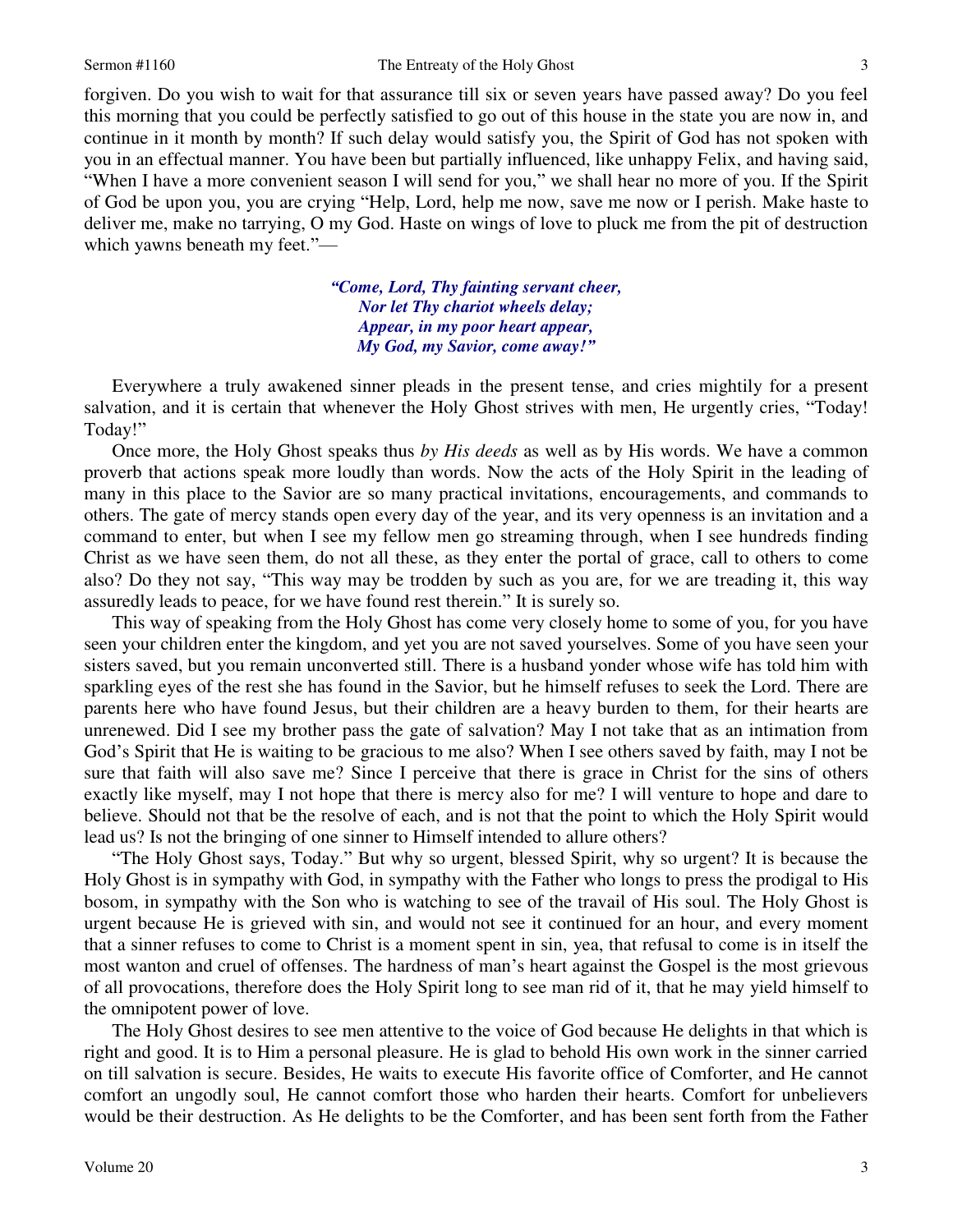forgiven. Do you wish to wait for that assurance till six or seven years have passed away? Do you feel this morning that you could be perfectly satisfied to go out of this house in the state you are now in, and continue in it month by month? If such delay would satisfy you, the Spirit of God has not spoken with you in an effectual manner. You have been but partially influenced, like unhappy Felix, and having said, "When I have a more convenient season I will send for you," we shall hear no more of you. If the Spirit of God be upon you, you are crying "Help, Lord, help me now, save me now or I perish. Make haste to deliver me, make no tarrying, O my God. Haste on wings of love to pluck me from the pit of destruction which yawns beneath my feet."—

*"Come, Lord, Thy fainting servant cheer,*
*Nor let Thy chariot wheels delay;*
*Appear, in my poor heart appear,*
*My God, my Savior, come away!"*

Everywhere a truly awakened sinner pleads in the present tense, and cries mightily for a present salvation, and it is certain that whenever the Holy Ghost strives with men, He urgently cries, "Today! Today!"

Once more, the Holy Ghost speaks thus *by His deeds* as well as by His words. We have a common proverb that actions speak more loudly than words. Now the acts of the Holy Spirit in the leading of many in this place to the Savior are so many practical invitations, encouragements, and commands to others. The gate of mercy stands open every day of the year, and its very openness is an invitation and a command to enter, but when I see my fellow men go streaming through, when I see hundreds finding Christ as we have seen them, do not all these, as they enter the portal of grace, call to others to come also? Do they not say, "This way may be trodden by such as you are, for we are treading it, this way assuredly leads to peace, for we have found rest therein." It is surely so.

This way of speaking from the Holy Ghost has come very closely home to some of you, for you have seen your children enter the kingdom, and yet you are not saved yourselves. Some of you have seen your sisters saved, but you remain unconverted still. There is a husband yonder whose wife has told him with sparkling eyes of the rest she has found in the Savior, but he himself refuses to seek the Lord. There are parents here who have found Jesus, but their children are a heavy burden to them, for their hearts are unrenewed. Did I see my brother pass the gate of salvation? May I not take that as an intimation from God's Spirit that He is waiting to be gracious to me also? When I see others saved by faith, may I not be sure that faith will also save me? Since I perceive that there is grace in Christ for the sins of others exactly like myself, may I not hope that there is mercy also for me? I will venture to hope and dare to believe. Should not that be the resolve of each, and is not that the point to which the Holy Spirit would lead us? Is not the bringing of one sinner to Himself intended to allure others?

"The Holy Ghost says, Today." But why so urgent, blessed Spirit, why so urgent? It is because the Holy Ghost is in sympathy with God, in sympathy with the Father who longs to press the prodigal to His bosom, in sympathy with the Son who is watching to see of the travail of His soul. The Holy Ghost is urgent because He is grieved with sin, and would not see it continued for an hour, and every moment that a sinner refuses to come to Christ is a moment spent in sin, yea, that refusal to come is in itself the most wanton and cruel of offenses. The hardness of man's heart against the Gospel is the most grievous of all provocations, therefore does the Holy Spirit long to see man rid of it, that he may yield himself to the omnipotent power of love.

The Holy Ghost desires to see men attentive to the voice of God because He delights in that which is right and good. It is to Him a personal pleasure. He is glad to behold His own work in the sinner carried on till salvation is secure. Besides, He waits to execute His favorite office of Comforter, and He cannot comfort an ungodly soul, He cannot comfort those who harden their hearts. Comfort for unbelievers would be their destruction. As He delights to be the Comforter, and has been sent forth from the Father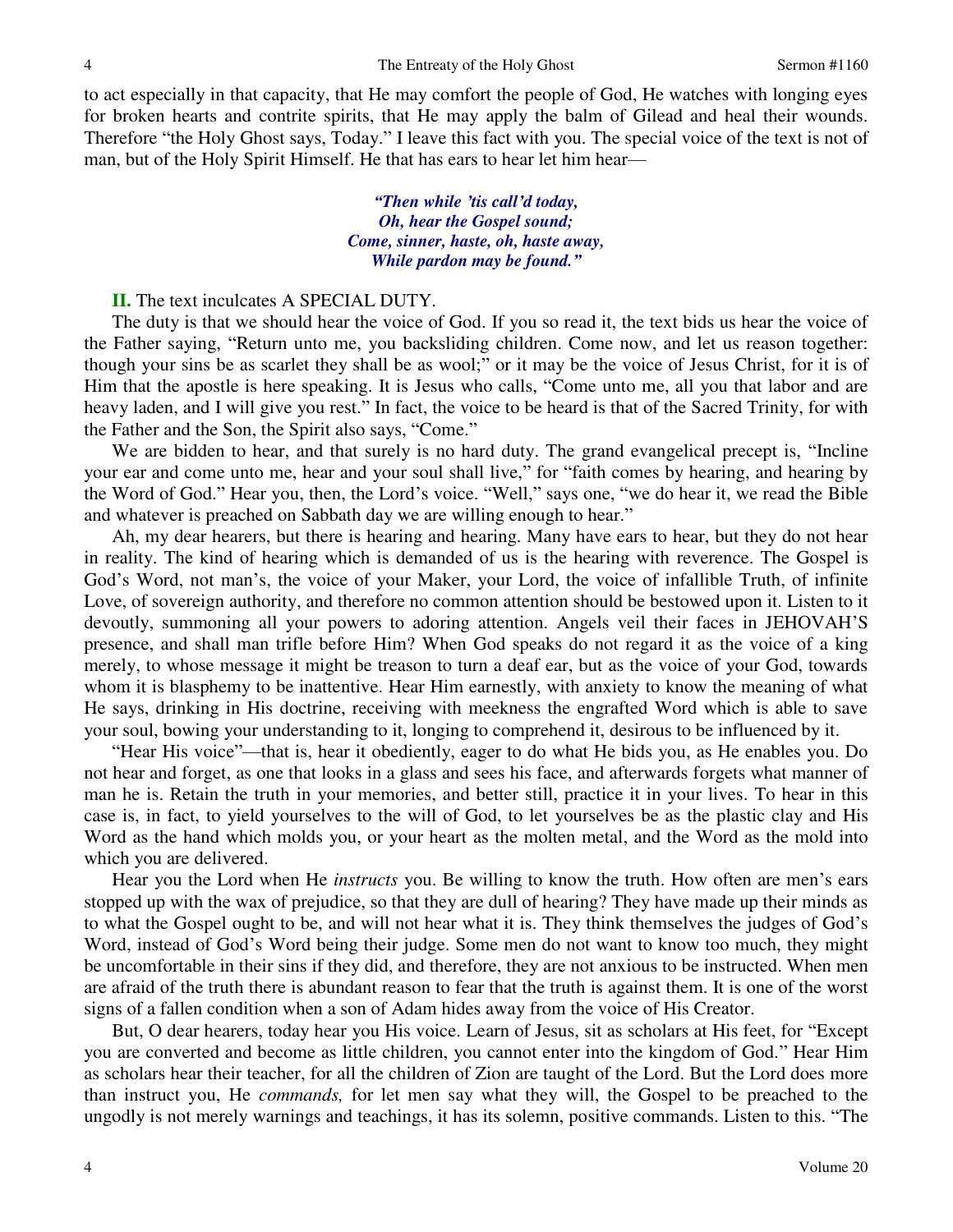to act especially in that capacity, that He may comfort the people of God, He watches with longing eyes for broken hearts and contrite spirits, that He may apply the balm of Gilead and heal their wounds. Therefore "the Holy Ghost says, Today." I leave this fact with you. The special voice of the text is not of man, but of the Holy Spirit Himself. He that has ears to hear let him hear—

> ***"Then while 'tis call'd today,***
> ***Oh, hear the Gospel sound;***
> ***Come, sinner, haste, oh, haste away,***
> ***While pardon may be found."***

**II.** The text inculcates A SPECIAL DUTY.

The duty is that we should hear the voice of God. If you so read it, the text bids us hear the voice of the Father saying, "Return unto me, you backsliding children. Come now, and let us reason together: though your sins be as scarlet they shall be as wool;" or it may be the voice of Jesus Christ, for it is of Him that the apostle is here speaking. It is Jesus who calls, "Come unto me, all you that labor and are heavy laden, and I will give you rest." In fact, the voice to be heard is that of the Sacred Trinity, for with the Father and the Son, the Spirit also says, "Come."

We are bidden to hear, and that surely is no hard duty. The grand evangelical precept is, "Incline your ear and come unto me, hear and your soul shall live," for "faith comes by hearing, and hearing by the Word of God." Hear you, then, the Lord's voice. "Well," says one, "we do hear it, we read the Bible and whatever is preached on Sabbath day we are willing enough to hear."

Ah, my dear hearers, but there is hearing and hearing. Many have ears to hear, but they do not hear in reality. The kind of hearing which is demanded of us is the hearing with reverence. The Gospel is God's Word, not man's, the voice of your Maker, your Lord, the voice of infallible Truth, of infinite Love, of sovereign authority, and therefore no common attention should be bestowed upon it. Listen to it devoutly, summoning all your powers to adoring attention. Angels veil their faces in JEHOVAH'S presence, and shall man trifle before Him? When God speaks do not regard it as the voice of a king merely, to whose message it might be treason to turn a deaf ear, but as the voice of your God, towards whom it is blasphemy to be inattentive. Hear Him earnestly, with anxiety to know the meaning of what He says, drinking in His doctrine, receiving with meekness the engrafted Word which is able to save your soul, bowing your understanding to it, longing to comprehend it, desirous to be influenced by it.

"Hear His voice"—that is, hear it obediently, eager to do what He bids you, as He enables you. Do not hear and forget, as one that looks in a glass and sees his face, and afterwards forgets what manner of man he is. Retain the truth in your memories, and better still, practice it in your lives. To hear in this case is, in fact, to yield yourselves to the will of God, to let yourselves be as the plastic clay and His Word as the hand which molds you, or your heart as the molten metal, and the Word as the mold into which you are delivered.

Hear you the Lord when He *instructs* you. Be willing to know the truth. How often are men's ears stopped up with the wax of prejudice, so that they are dull of hearing? They have made up their minds as to what the Gospel ought to be, and will not hear what it is. They think themselves the judges of God's Word, instead of God's Word being their judge. Some men do not want to know too much, they might be uncomfortable in their sins if they did, and therefore, they are not anxious to be instructed. When men are afraid of the truth there is abundant reason to fear that the truth is against them. It is one of the worst signs of a fallen condition when a son of Adam hides away from the voice of His Creator.

But, O dear hearers, today hear you His voice. Learn of Jesus, sit as scholars at His feet, for "Except you are converted and become as little children, you cannot enter into the kingdom of God." Hear Him as scholars hear their teacher, for all the children of Zion are taught of the Lord. But the Lord does more than instruct you, He *commands,* for let men say what they will, the Gospel to be preached to the ungodly is not merely warnings and teachings, it has its solemn, positive commands. Listen to this. "The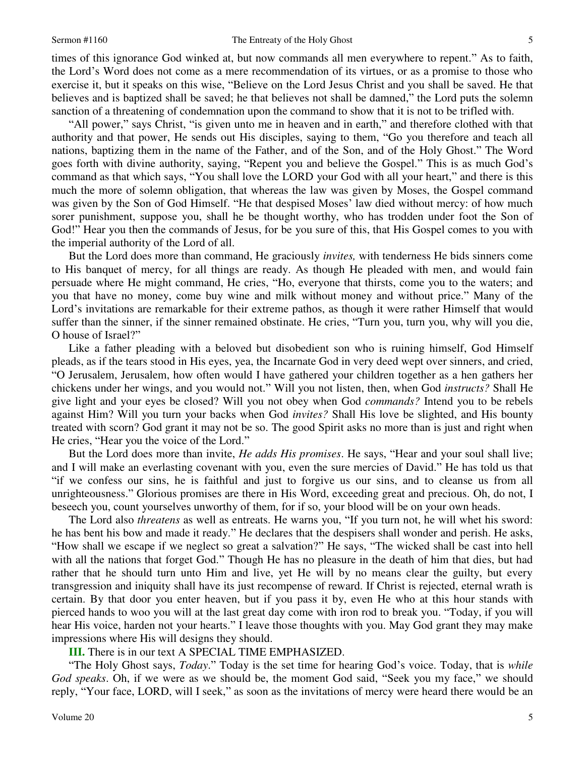times of this ignorance God winked at, but now commands all men everywhere to repent." As to faith, the Lord's Word does not come as a mere recommendation of its virtues, or as a promise to those who exercise it, but it speaks on this wise, "Believe on the Lord Jesus Christ and you shall be saved. He that believes and is baptized shall be saved; he that believes not shall be damned," the Lord puts the solemn sanction of a threatening of condemnation upon the command to show that it is not to be trifled with.

"All power," says Christ, "is given unto me in heaven and in earth," and therefore clothed with that authority and that power, He sends out His disciples, saying to them, "Go you therefore and teach all nations, baptizing them in the name of the Father, and of the Son, and of the Holy Ghost." The Word goes forth with divine authority, saying, "Repent you and believe the Gospel." This is as much God's command as that which says, "You shall love the LORD your God with all your heart," and there is this much the more of solemn obligation, that whereas the law was given by Moses, the Gospel command was given by the Son of God Himself. "He that despised Moses' law died without mercy: of how much sorer punishment, suppose you, shall he be thought worthy, who has trodden under foot the Son of God!" Hear you then the commands of Jesus, for be you sure of this, that His Gospel comes to you with the imperial authority of the Lord of all.

But the Lord does more than command, He graciously *invites,* with tenderness He bids sinners come to His banquet of mercy, for all things are ready. As though He pleaded with men, and would fain persuade where He might command, He cries, "Ho, everyone that thirsts, come you to the waters; and you that have no money, come buy wine and milk without money and without price." Many of the Lord's invitations are remarkable for their extreme pathos, as though it were rather Himself that would suffer than the sinner, if the sinner remained obstinate. He cries, "Turn you, turn you, why will you die, O house of Israel?"

Like a father pleading with a beloved but disobedient son who is ruining himself, God Himself pleads, as if the tears stood in His eyes, yea, the Incarnate God in very deed wept over sinners, and cried, "O Jerusalem, Jerusalem, how often would I have gathered your children together as a hen gathers her chickens under her wings, and you would not." Will you not listen, then, when God *instructs?* Shall He give light and your eyes be closed? Will you not obey when God *commands?* Intend you to be rebels against Him? Will you turn your backs when God *invites?* Shall His love be slighted, and His bounty treated with scorn? God grant it may not be so. The good Spirit asks no more than is just and right when He cries, "Hear you the voice of the Lord."

But the Lord does more than invite, *He adds His promises*. He says, "Hear and your soul shall live; and I will make an everlasting covenant with you, even the sure mercies of David." He has told us that "if we confess our sins, he is faithful and just to forgive us our sins, and to cleanse us from all unrighteousness." Glorious promises are there in His Word, exceeding great and precious. Oh, do not, I beseech you, count yourselves unworthy of them, for if so, your blood will be on your own heads.

The Lord also *threatens* as well as entreats. He warns you, "If you turn not, he will whet his sword: he has bent his bow and made it ready." He declares that the despisers shall wonder and perish. He asks, "How shall we escape if we neglect so great a salvation?" He says, "The wicked shall be cast into hell with all the nations that forget God." Though He has no pleasure in the death of him that dies, but had rather that he should turn unto Him and live, yet He will by no means clear the guilty, but every transgression and iniquity shall have its just recompense of reward. If Christ is rejected, eternal wrath is certain. By that door you enter heaven, but if you pass it by, even He who at this hour stands with pierced hands to woo you will at the last great day come with iron rod to break you. "Today, if you will hear His voice, harden not your hearts." I leave those thoughts with you. May God grant they may make impressions where His will designs they should.

**III.** There is in our text A SPECIAL TIME EMPHASIZED.

"The Holy Ghost says, *Today*." Today is the set time for hearing God's voice. Today, that is *while God speaks*. Oh, if we were as we should be, the moment God said, "Seek you my face," we should reply, "Your face, LORD, will I seek," as soon as the invitations of mercy were heard there would be an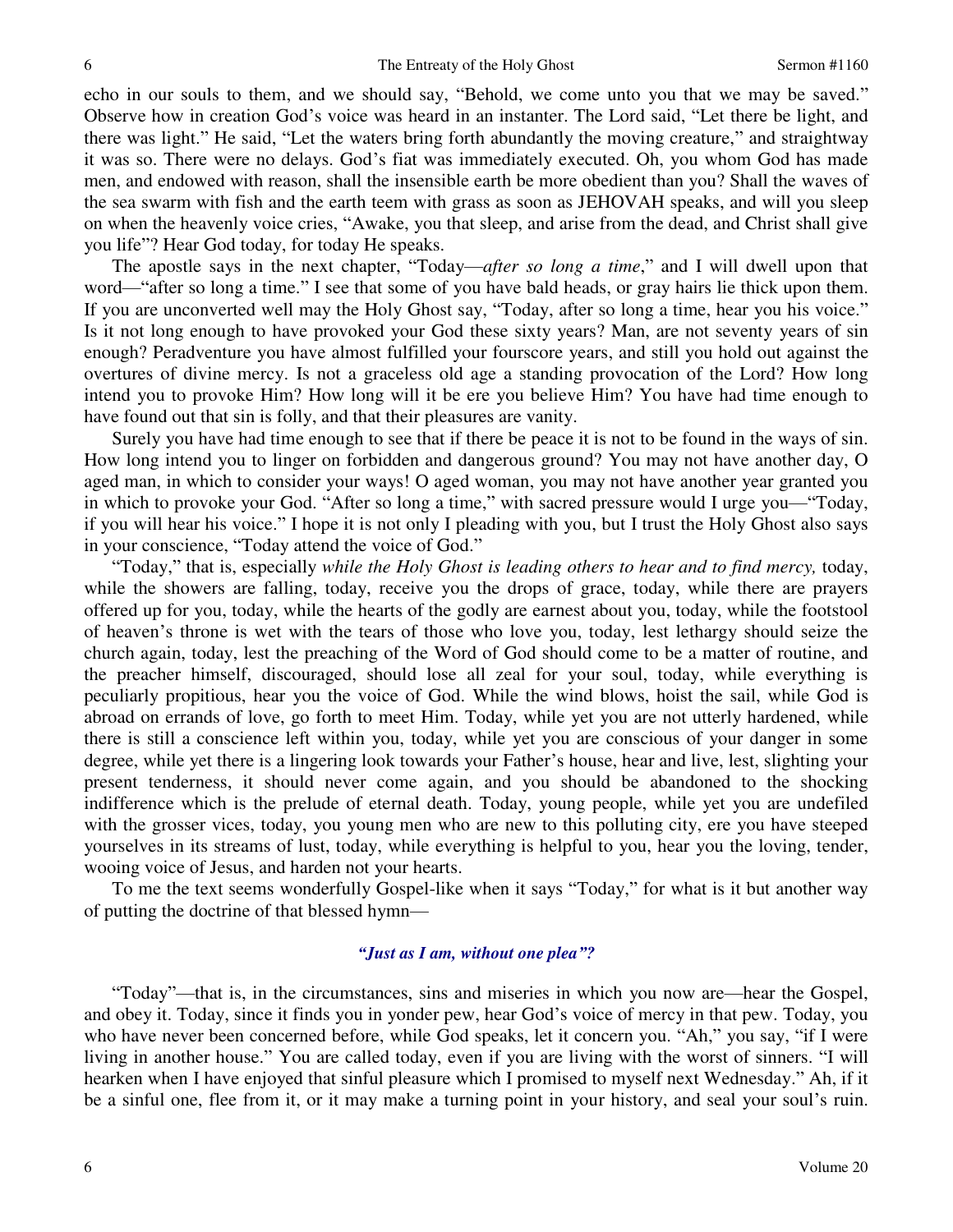echo in our souls to them, and we should say, "Behold, we come unto you that we may be saved." Observe how in creation God's voice was heard in an instanter. The Lord said, "Let there be light, and there was light." He said, "Let the waters bring forth abundantly the moving creature," and straightway it was so. There were no delays. God's fiat was immediately executed. Oh, you whom God has made men, and endowed with reason, shall the insensible earth be more obedient than you? Shall the waves of the sea swarm with fish and the earth teem with grass as soon as JEHOVAH speaks, and will you sleep on when the heavenly voice cries, "Awake, you that sleep, and arise from the dead, and Christ shall give you life"? Hear God today, for today He speaks.

The apostle says in the next chapter, "Today—*after so long a time*," and I will dwell upon that word—"after so long a time." I see that some of you have bald heads, or gray hairs lie thick upon them. If you are unconverted well may the Holy Ghost say, "Today, after so long a time, hear you his voice." Is it not long enough to have provoked your God these sixty years? Man, are not seventy years of sin enough? Peradventure you have almost fulfilled your fourscore years, and still you hold out against the overtures of divine mercy. Is not a graceless old age a standing provocation of the Lord? How long intend you to provoke Him? How long will it be ere you believe Him? You have had time enough to have found out that sin is folly, and that their pleasures are vanity.

Surely you have had time enough to see that if there be peace it is not to be found in the ways of sin. How long intend you to linger on forbidden and dangerous ground? You may not have another day, O aged man, in which to consider your ways! O aged woman, you may not have another year granted you in which to provoke your God. "After so long a time," with sacred pressure would I urge you—"Today, if you will hear his voice." I hope it is not only I pleading with you, but I trust the Holy Ghost also says in your conscience, "Today attend the voice of God."

"Today," that is, especially *while the Holy Ghost is leading others to hear and to find mercy,* today, while the showers are falling, today, receive you the drops of grace, today, while there are prayers offered up for you, today, while the hearts of the godly are earnest about you, today, while the footstool of heaven's throne is wet with the tears of those who love you, today, lest lethargy should seize the church again, today, lest the preaching of the Word of God should come to be a matter of routine, and the preacher himself, discouraged, should lose all zeal for your soul, today, while everything is peculiarly propitious, hear you the voice of God. While the wind blows, hoist the sail, while God is abroad on errands of love, go forth to meet Him. Today, while yet you are not utterly hardened, while there is still a conscience left within you, today, while yet you are conscious of your danger in some degree, while yet there is a lingering look towards your Father's house, hear and live, lest, slighting your present tenderness, it should never come again, and you should be abandoned to the shocking indifference which is the prelude of eternal death. Today, young people, while yet you are undefiled with the grosser vices, today, you young men who are new to this polluting city, ere you have steeped yourselves in its streams of lust, today, while everything is helpful to you, hear you the loving, tender, wooing voice of Jesus, and harden not your hearts.

To me the text seems wonderfully Gospel-like when it says "Today," for what is it but another way of putting the doctrine of that blessed hymn—

***"Just as I am, without one plea"?***

"Today"—that is, in the circumstances, sins and miseries in which you now are—hear the Gospel, and obey it. Today, since it finds you in yonder pew, hear God's voice of mercy in that pew. Today, you who have never been concerned before, while God speaks, let it concern you. "Ah," you say, "if I were living in another house." You are called today, even if you are living with the worst of sinners. "I will hearken when I have enjoyed that sinful pleasure which I promised to myself next Wednesday." Ah, if it be a sinful one, flee from it, or it may make a turning point in your history, and seal your soul's ruin.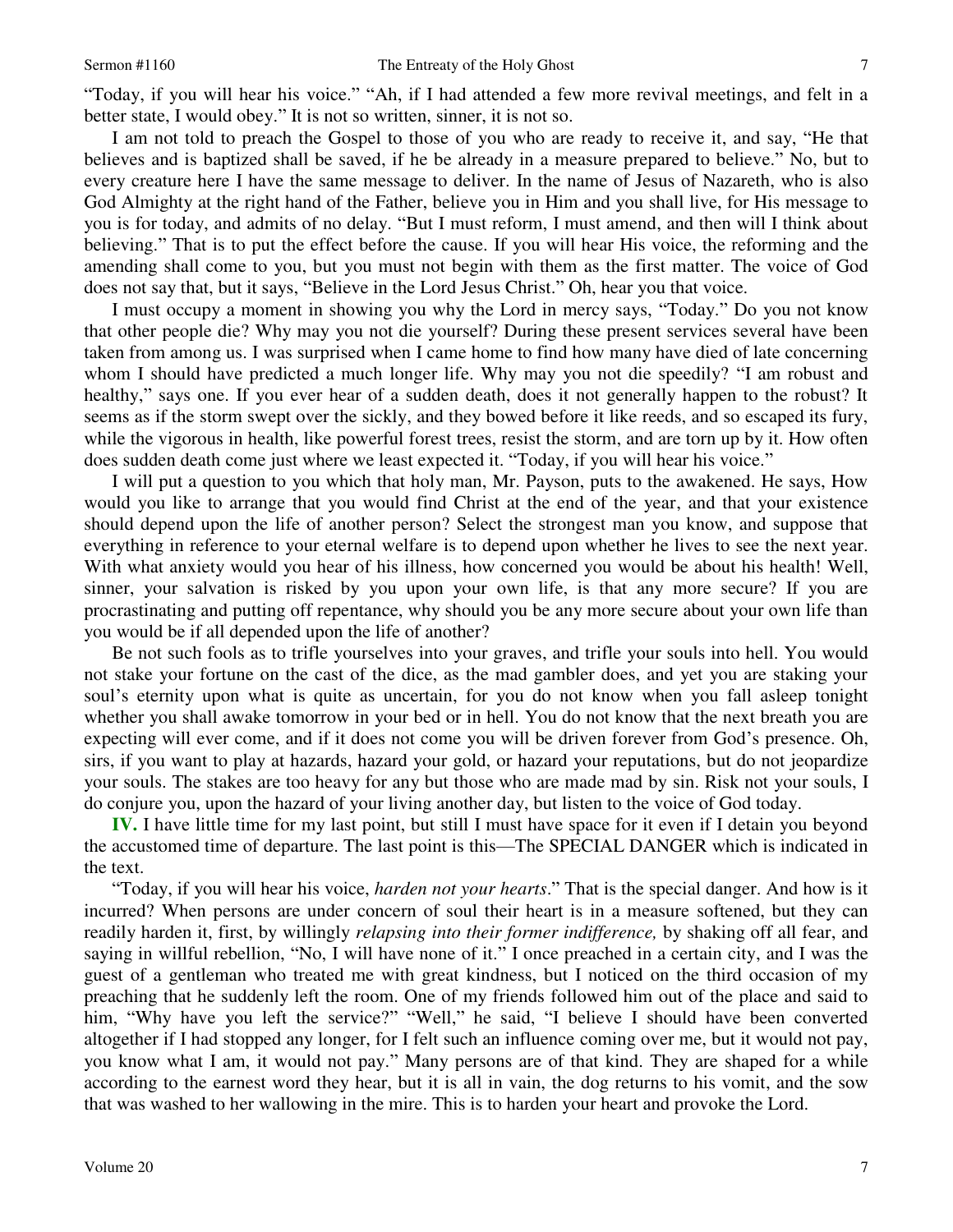"Today, if you will hear his voice." "Ah, if I had attended a few more revival meetings, and felt in a better state, I would obey." It is not so written, sinner, it is not so.

I am not told to preach the Gospel to those of you who are ready to receive it, and say, "He that believes and is baptized shall be saved, if he be already in a measure prepared to believe." No, but to every creature here I have the same message to deliver. In the name of Jesus of Nazareth, who is also God Almighty at the right hand of the Father, believe you in Him and you shall live, for His message to you is for today, and admits of no delay. "But I must reform, I must amend, and then will I think about believing." That is to put the effect before the cause. If you will hear His voice, the reforming and the amending shall come to you, but you must not begin with them as the first matter. The voice of God does not say that, but it says, "Believe in the Lord Jesus Christ." Oh, hear you that voice.

I must occupy a moment in showing you why the Lord in mercy says, "Today." Do you not know that other people die? Why may you not die yourself? During these present services several have been taken from among us. I was surprised when I came home to find how many have died of late concerning whom I should have predicted a much longer life. Why may you not die speedily? "I am robust and healthy," says one. If you ever hear of a sudden death, does it not generally happen to the robust? It seems as if the storm swept over the sickly, and they bowed before it like reeds, and so escaped its fury, while the vigorous in health, like powerful forest trees, resist the storm, and are torn up by it. How often does sudden death come just where we least expected it. "Today, if you will hear his voice."

I will put a question to you which that holy man, Mr. Payson, puts to the awakened. He says, How would you like to arrange that you would find Christ at the end of the year, and that your existence should depend upon the life of another person? Select the strongest man you know, and suppose that everything in reference to your eternal welfare is to depend upon whether he lives to see the next year. With what anxiety would you hear of his illness, how concerned you would be about his health! Well, sinner, your salvation is risked by you upon your own life, is that any more secure? If you are procrastinating and putting off repentance, why should you be any more secure about your own life than you would be if all depended upon the life of another?

Be not such fools as to trifle yourselves into your graves, and trifle your souls into hell. You would not stake your fortune on the cast of the dice, as the mad gambler does, and yet you are staking your soul's eternity upon what is quite as uncertain, for you do not know when you fall asleep tonight whether you shall awake tomorrow in your bed or in hell. You do not know that the next breath you are expecting will ever come, and if it does not come you will be driven forever from God's presence. Oh, sirs, if you want to play at hazards, hazard your gold, or hazard your reputations, but do not jeopardize your souls. The stakes are too heavy for any but those who are made mad by sin. Risk not your souls, I do conjure you, upon the hazard of your living another day, but listen to the voice of God today.

**IV.** I have little time for my last point, but still I must have space for it even if I detain you beyond the accustomed time of departure. The last point is this—The SPECIAL DANGER which is indicated in the text.

"Today, if you will hear his voice, *harden not your hearts*." That is the special danger. And how is it incurred? When persons are under concern of soul their heart is in a measure softened, but they can readily harden it, first, by willingly *relapsing into their former indifference,* by shaking off all fear, and saying in willful rebellion, "No, I will have none of it." I once preached in a certain city, and I was the guest of a gentleman who treated me with great kindness, but I noticed on the third occasion of my preaching that he suddenly left the room. One of my friends followed him out of the place and said to him, "Why have you left the service?" "Well," he said, "I believe I should have been converted altogether if I had stopped any longer, for I felt such an influence coming over me, but it would not pay, you know what I am, it would not pay." Many persons are of that kind. They are shaped for a while according to the earnest word they hear, but it is all in vain, the dog returns to his vomit, and the sow that was washed to her wallowing in the mire. This is to harden your heart and provoke the Lord.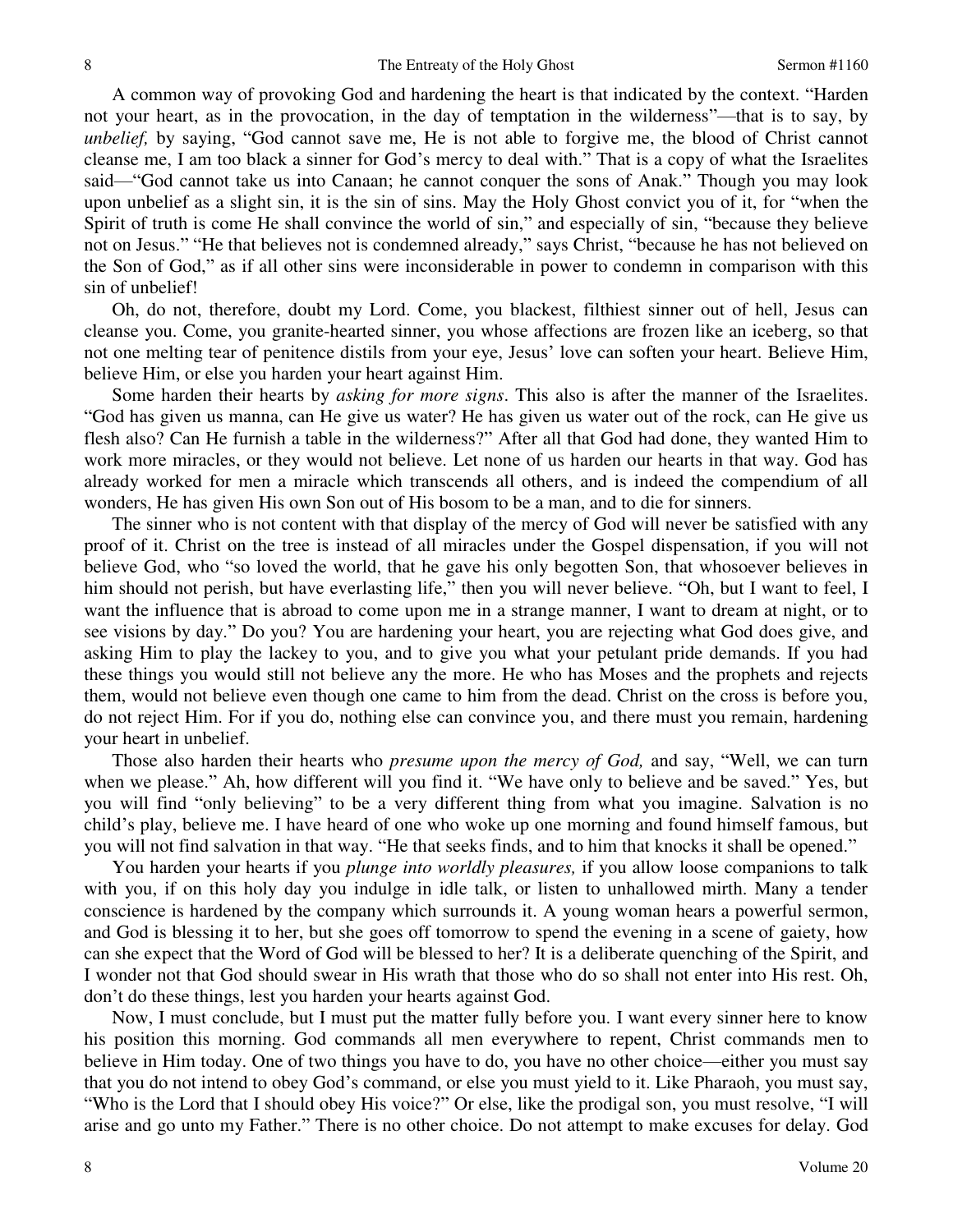A common way of provoking God and hardening the heart is that indicated by the context. "Harden not your heart, as in the provocation, in the day of temptation in the wilderness"—that is to say, by *unbelief,* by saying, "God cannot save me, He is not able to forgive me, the blood of Christ cannot cleanse me, I am too black a sinner for God's mercy to deal with." That is a copy of what the Israelites said—"God cannot take us into Canaan; he cannot conquer the sons of Anak." Though you may look upon unbelief as a slight sin, it is the sin of sins. May the Holy Ghost convict you of it, for "when the Spirit of truth is come He shall convince the world of sin," and especially of sin, "because they believe not on Jesus." "He that believes not is condemned already," says Christ, "because he has not believed on the Son of God," as if all other sins were inconsiderable in power to condemn in comparison with this sin of unbelief!

Oh, do not, therefore, doubt my Lord. Come, you blackest, filthiest sinner out of hell, Jesus can cleanse you. Come, you granite-hearted sinner, you whose affections are frozen like an iceberg, so that not one melting tear of penitence distils from your eye, Jesus' love can soften your heart. Believe Him, believe Him, or else you harden your heart against Him.

Some harden their hearts by *asking for more signs*. This also is after the manner of the Israelites. "God has given us manna, can He give us water? He has given us water out of the rock, can He give us flesh also? Can He furnish a table in the wilderness?" After all that God had done, they wanted Him to work more miracles, or they would not believe. Let none of us harden our hearts in that way. God has already worked for men a miracle which transcends all others, and is indeed the compendium of all wonders, He has given His own Son out of His bosom to be a man, and to die for sinners.

The sinner who is not content with that display of the mercy of God will never be satisfied with any proof of it. Christ on the tree is instead of all miracles under the Gospel dispensation, if you will not believe God, who "so loved the world, that he gave his only begotten Son, that whosoever believes in him should not perish, but have everlasting life," then you will never believe. "Oh, but I want to feel, I want the influence that is abroad to come upon me in a strange manner, I want to dream at night, or to see visions by day." Do you? You are hardening your heart, you are rejecting what God does give, and asking Him to play the lackey to you, and to give you what your petulant pride demands. If you had these things you would still not believe any the more. He who has Moses and the prophets and rejects them, would not believe even though one came to him from the dead. Christ on the cross is before you, do not reject Him. For if you do, nothing else can convince you, and there must you remain, hardening your heart in unbelief.

Those also harden their hearts who *presume upon the mercy of God,* and say, "Well, we can turn when we please." Ah, how different will you find it. "We have only to believe and be saved." Yes, but you will find "only believing" to be a very different thing from what you imagine. Salvation is no child's play, believe me. I have heard of one who woke up one morning and found himself famous, but you will not find salvation in that way. "He that seeks finds, and to him that knocks it shall be opened."

You harden your hearts if you *plunge into worldly pleasures,* if you allow loose companions to talk with you, if on this holy day you indulge in idle talk, or listen to unhallowed mirth. Many a tender conscience is hardened by the company which surrounds it. A young woman hears a powerful sermon, and God is blessing it to her, but she goes off tomorrow to spend the evening in a scene of gaiety, how can she expect that the Word of God will be blessed to her? It is a deliberate quenching of the Spirit, and I wonder not that God should swear in His wrath that those who do so shall not enter into His rest. Oh, don't do these things, lest you harden your hearts against God.

Now, I must conclude, but I must put the matter fully before you. I want every sinner here to know his position this morning. God commands all men everywhere to repent, Christ commands men to believe in Him today. One of two things you have to do, you have no other choice—either you must say that you do not intend to obey God's command, or else you must yield to it. Like Pharaoh, you must say, "Who is the Lord that I should obey His voice?" Or else, like the prodigal son, you must resolve, "I will arise and go unto my Father." There is no other choice. Do not attempt to make excuses for delay. God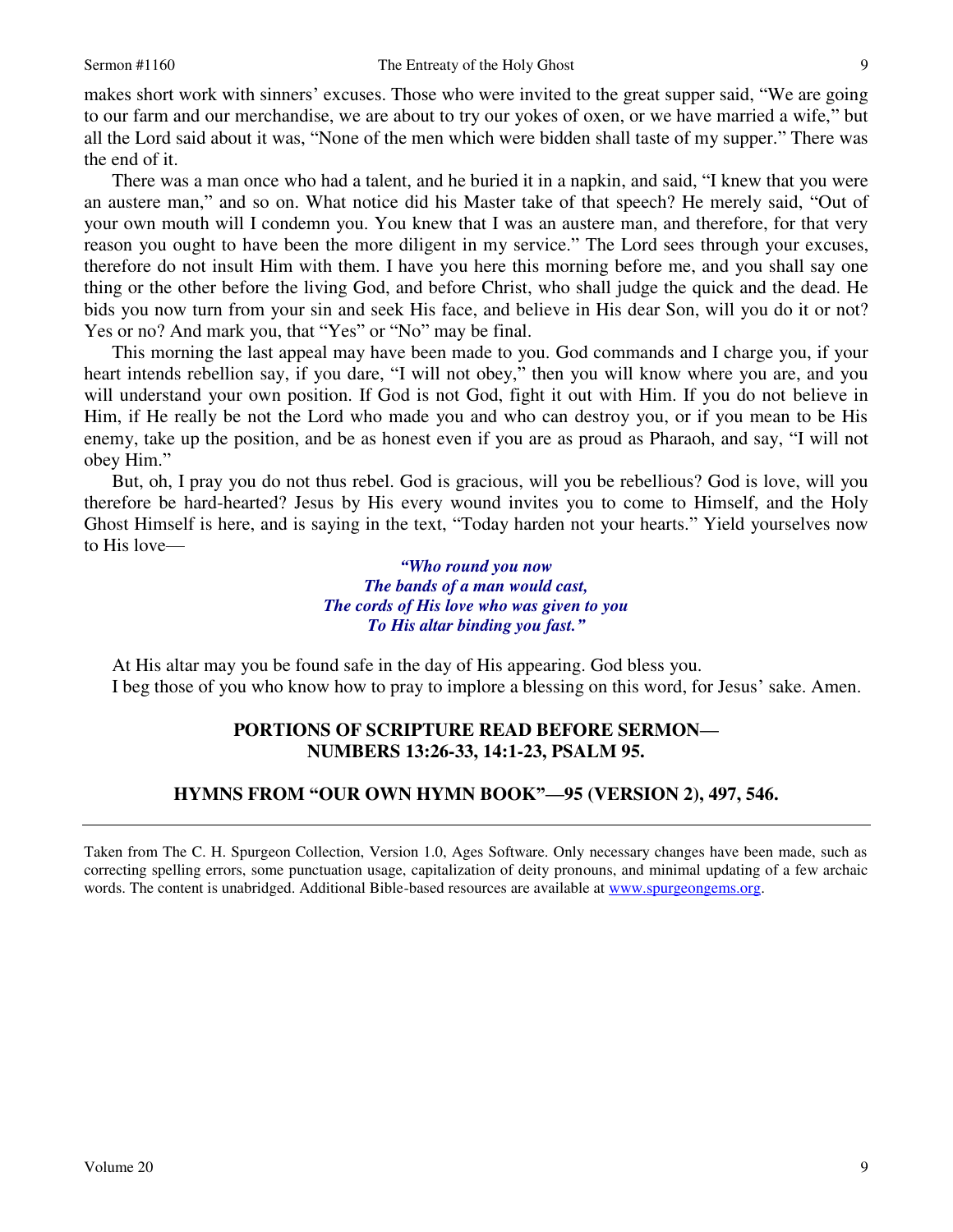makes short work with sinners' excuses. Those who were invited to the great supper said, "We are going to our farm and our merchandise, we are about to try our yokes of oxen, or we have married a wife," but all the Lord said about it was, "None of the men which were bidden shall taste of my supper." There was the end of it.

There was a man once who had a talent, and he buried it in a napkin, and said, "I knew that you were an austere man," and so on. What notice did his Master take of that speech? He merely said, "Out of your own mouth will I condemn you. You knew that I was an austere man, and therefore, for that very reason you ought to have been the more diligent in my service." The Lord sees through your excuses, therefore do not insult Him with them. I have you here this morning before me, and you shall say one thing or the other before the living God, and before Christ, who shall judge the quick and the dead. He bids you now turn from your sin and seek His face, and believe in His dear Son, will you do it or not? Yes or no? And mark you, that "Yes" or "No" may be final.

This morning the last appeal may have been made to you. God commands and I charge you, if your heart intends rebellion say, if you dare, "I will not obey," then you will know where you are, and you will understand your own position. If God is not God, fight it out with Him. If you do not believe in Him, if He really be not the Lord who made you and who can destroy you, or if you mean to be His enemy, take up the position, and be as honest even if you are as proud as Pharaoh, and say, "I will not obey Him."

But, oh, I pray you do not thus rebel. God is gracious, will you be rebellious? God is love, will you therefore be hard-hearted? Jesus by His every wound invites you to come to Himself, and the Holy Ghost Himself is here, and is saying in the text, "Today harden not your hearts." Yield yourselves now to His love—

> ***"Who round you now***
> ***The bands of a man would cast,***
> ***The cords of His love who was given to you***
> ***To His altar binding you fast."***

At His altar may you be found safe in the day of His appearing. God bless you.

I beg those of you who know how to pray to implore a blessing on this word, for Jesus' sake. Amen.

**PORTIONS OF SCRIPTURE READ BEFORE SERMON—**
**NUMBERS 13:26-33, 14:1-23, PSALM 95.**

**HYMNS FROM "OUR OWN HYMN BOOK"—95 (VERSION 2), 497, 546.**

---

Taken from The C. H. Spurgeon Collection, Version 1.0, Ages Software. Only necessary changes have been made, such as correcting spelling errors, some punctuation usage, capitalization of deity pronouns, and minimal updating of a few archaic words. The content is unabridged. Additional Bible-based resources are available at www.spurgeongems.org.